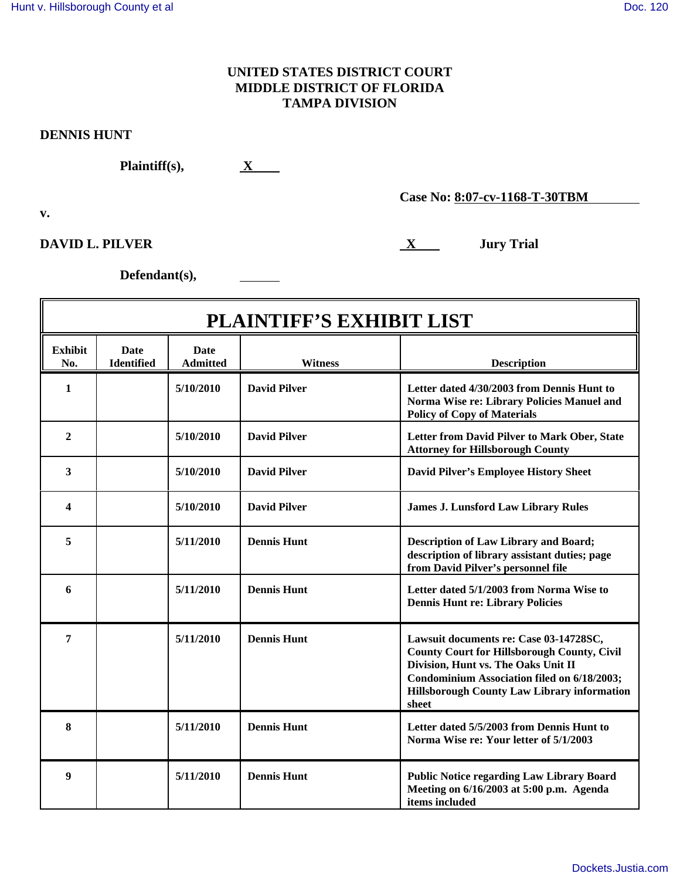**UNITED STATES DISTRICT COURT**
**MIDDLE DISTRICT OF FLORIDA**
**TAMPA DIVISION**

**DENNIS HUNT**

**Plaintiff(s),** X

**Case No: 8:07-cv-1168-T-30TBM**

**v.**

**DAVID L. PILVER** X **Jury Trial**

**Defendant(s),**

# PLAINTIFF'S EXHIBIT LIST

| Exhibit No. | Date Identified | Date Admitted | Witness | Description |
|---|---|---|---|---|
| 1 | | 5/10/2010 | David Pilver | Letter dated 4/30/2003 from Dennis Hunt to Norma Wise re: Library Policies Manuel and Policy of Copy of Materials |
| 2 | | 5/10/2010 | David Pilver | Letter from David Pilver to Mark Ober, State Attorney for Hillsborough County |
| 3 | | 5/10/2010 | David Pilver | David Pilver's Employee History Sheet |
| 4 | | 5/10/2010 | David Pilver | James J. Lunsford Law Library Rules |
| 5 | | 5/11/2010 | Dennis Hunt | Description of Law Library and Board; description of library assistant duties; page from David Pilver's personnel file |
| 6 | | 5/11/2010 | Dennis Hunt | Letter dated 5/1/2003 from Norma Wise to Dennis Hunt re: Library Policies |
| 7 | | 5/11/2010 | Dennis Hunt | Lawsuit documents re: Case 03-14728SC, County Court for Hillsborough County, Civil Division, Hunt vs. The Oaks Unit II Condominium Association filed on 6/18/2003; Hillsborough County Law Library information sheet |
| 8 | | 5/11/2010 | Dennis Hunt | Letter dated 5/5/2003 from Dennis Hunt to Norma Wise re: Your letter of 5/1/2003 |
| 9 | | 5/11/2010 | Dennis Hunt | Public Notice regarding Law Library Board Meeting on 6/16/2003 at 5:00 p.m. Agenda items included |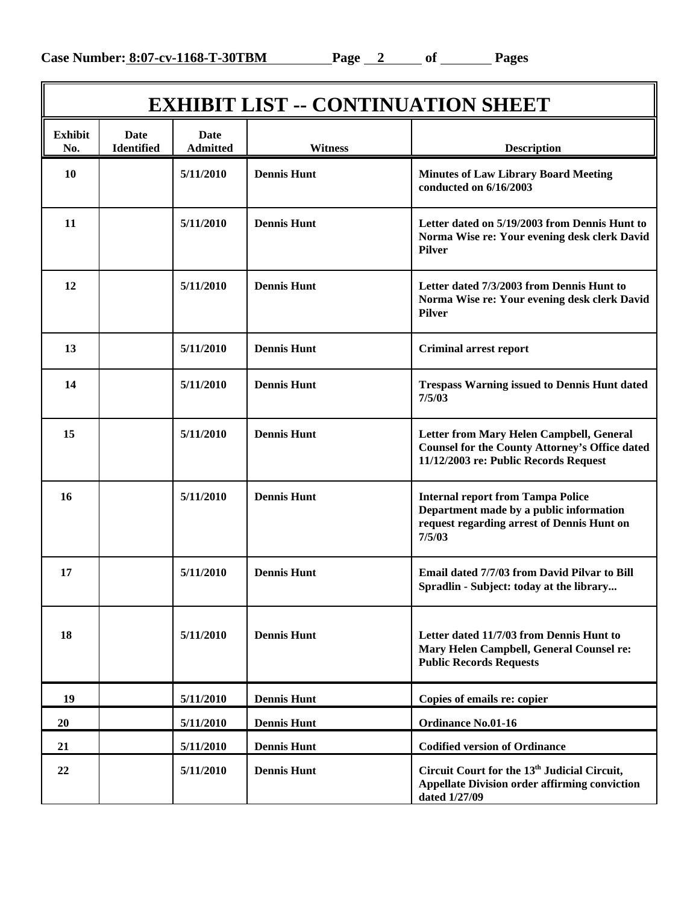**Case Number: 8:07-cv-1168-T-30TBM Page 2 of Pages**

# EXHIBIT LIST -- CONTINUATION SHEET

| Exhibit No. | Date Identified | Date Admitted | Witness | Description |
|---|---|---|---|---|
| 10 | | 5/11/2010 | Dennis Hunt | Minutes of Law Library Board Meeting conducted on 6/16/2003 |
| 11 | | 5/11/2010 | Dennis Hunt | Letter dated on 5/19/2003 from Dennis Hunt to Norma Wise re: Your evening desk clerk David Pilver |
| 12 | | 5/11/2010 | Dennis Hunt | Letter dated 7/3/2003 from Dennis Hunt to Norma Wise re: Your evening desk clerk David Pilver |
| 13 | | 5/11/2010 | Dennis Hunt | Criminal arrest report |
| 14 | | 5/11/2010 | Dennis Hunt | Trespass Warning issued to Dennis Hunt dated 7/5/03 |
| 15 | | 5/11/2010 | Dennis Hunt | Letter from Mary Helen Campbell, General Counsel for the County Attorney's Office dated 11/12/2003 re: Public Records Request |
| 16 | | 5/11/2010 | Dennis Hunt | Internal report from Tampa Police Department made by a public information request regarding arrest of Dennis Hunt on 7/5/03 |
| 17 | | 5/11/2010 | Dennis Hunt | Email dated 7/7/03 from David Pilvar to Bill Spradlin - Subject: today at the library... |
| 18 | | 5/11/2010 | Dennis Hunt | Letter dated 11/7/03 from Dennis Hunt to Mary Helen Campbell, General Counsel re: Public Records Requests |
| 19 | | 5/11/2010 | Dennis Hunt | Copies of emails re: copier |
| 20 | | 5/11/2010 | Dennis Hunt | Ordinance No.01-16 |
| 21 | | 5/11/2010 | Dennis Hunt | Codified version of Ordinance |
| 22 | | 5/11/2010 | Dennis Hunt | Circuit Court for the 13th Judicial Circuit, Appellate Division order affirming conviction dated 1/27/09 |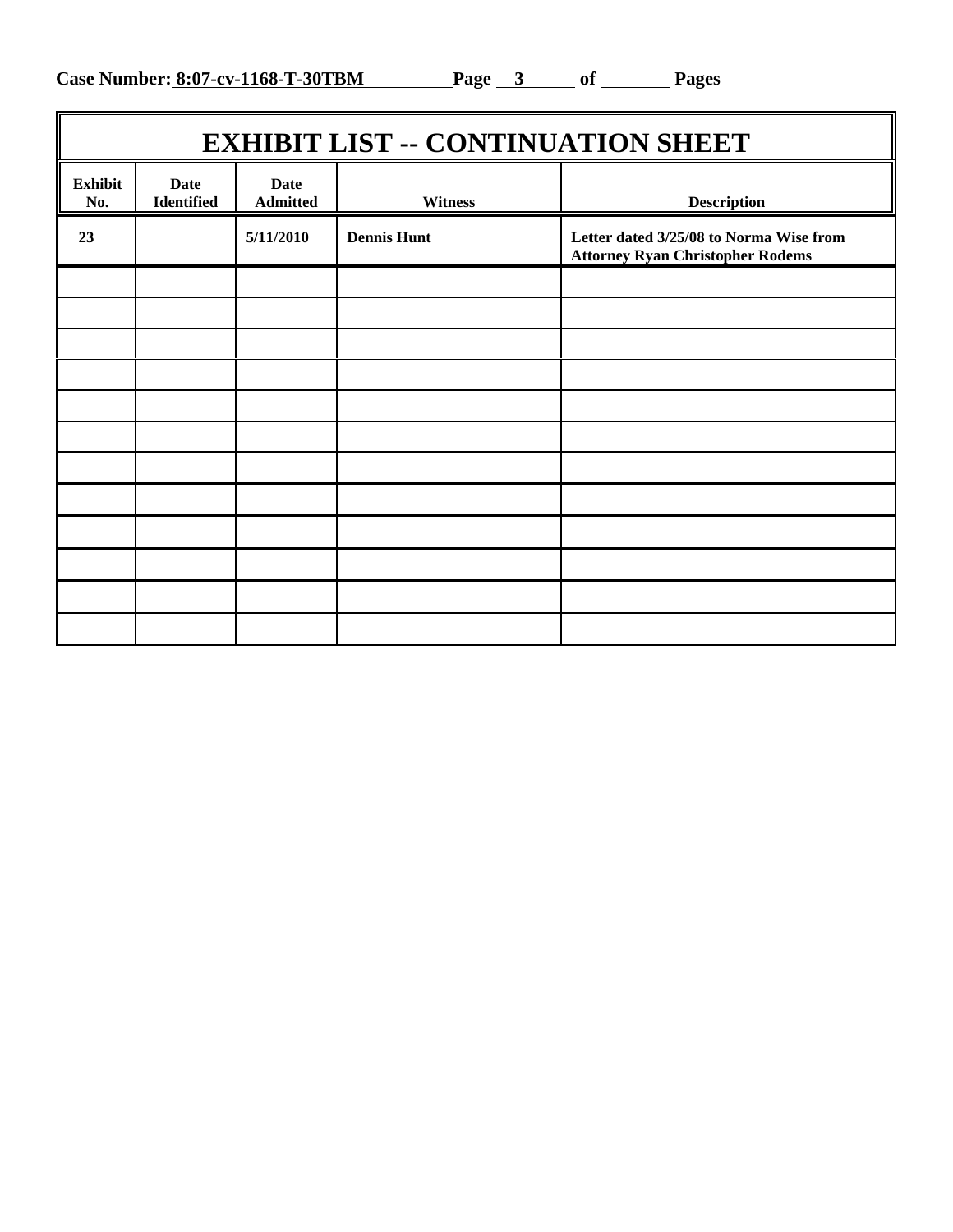**Case Number:** 8:07-cv-1168-T-30TBM **Page** 3 **of** ____ **Pages**

# EXHIBIT LIST -- CONTINUATION SHEET

| Exhibit No. | Date Identified | Date Admitted | Witness | Description |
|---|---|---|---|---|
| 23 | | 5/11/2010 | Dennis Hunt | Letter dated 3/25/08 to Norma Wise from Attorney Ryan Christopher Rodems |
| | | | | |
| | | | | |
| | | | | |
| | | | | |
| | | | | |
| | | | | |
| | | | | |
| | | | | |
| | | | | |
| | | | | |
| | | | | |
| | | | | |